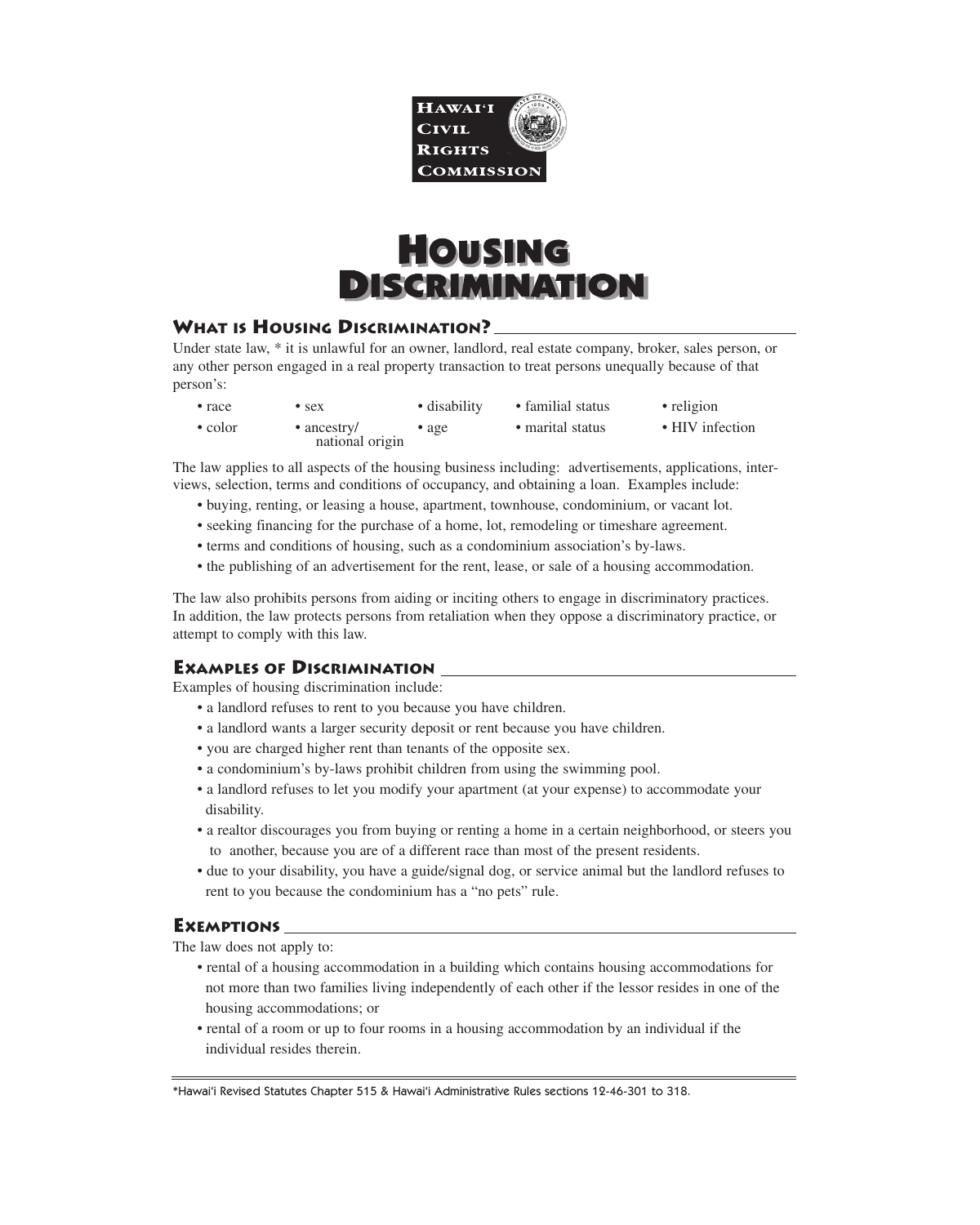HAWAI'I CIVIL RIGHTS COMMISSION

# Housing Discrimination

## What is Housing Discrimination?

Under state law, * it is unlawful for an owner, landlord, real estate company, broker, sales person, or any other person engaged in a real property transaction to treat persons unequally because of that person's:

- race
- color
- sex
- ancestry/national origin
- disability
- age
- familial status
- marital status
- religion
- HIV infection

The law applies to all aspects of the housing business including: advertisements, applications, interviews, selection, terms and conditions of occupancy, and obtaining a loan. Examples include:

- buying, renting, or leasing a house, apartment, townhouse, condominium, or vacant lot.
- seeking financing for the purchase of a home, lot, remodeling or timeshare agreement.
- terms and conditions of housing, such as a condominium association's by-laws.
- the publishing of an advertisement for the rent, lease, or sale of a housing accommodation.

The law also prohibits persons from aiding or inciting others to engage in discriminatory practices. In addition, the law protects persons from retaliation when they oppose a discriminatory practice, or attempt to comply with this law.

## Examples of Discrimination

Examples of housing discrimination include:

- a landlord refuses to rent to you because you have children.
- a landlord wants a larger security deposit or rent because you have children.
- you are charged higher rent than tenants of the opposite sex.
- a condominium's by-laws prohibit children from using the swimming pool.
- a landlord refuses to let you modify your apartment (at your expense) to accommodate your disability.
- a realtor discourages you from buying or renting a home in a certain neighborhood, or steers you to another, because you are of a different race than most of the present residents.
- due to your disability, you have a guide/signal dog, or service animal but the landlord refuses to rent to you because the condominium has a "no pets" rule.

## Exemptions

The law does not apply to:

- rental of a housing accommodation in a building which contains housing accommodations for not more than two families living independently of each other if the lessor resides in one of the housing accommodations; or
- rental of a room or up to four rooms in a housing accommodation by an individual if the individual resides therein.

*Hawai'i Revised Statutes Chapter 515 & Hawai'i Administrative Rules sections 12-46-301 to 318.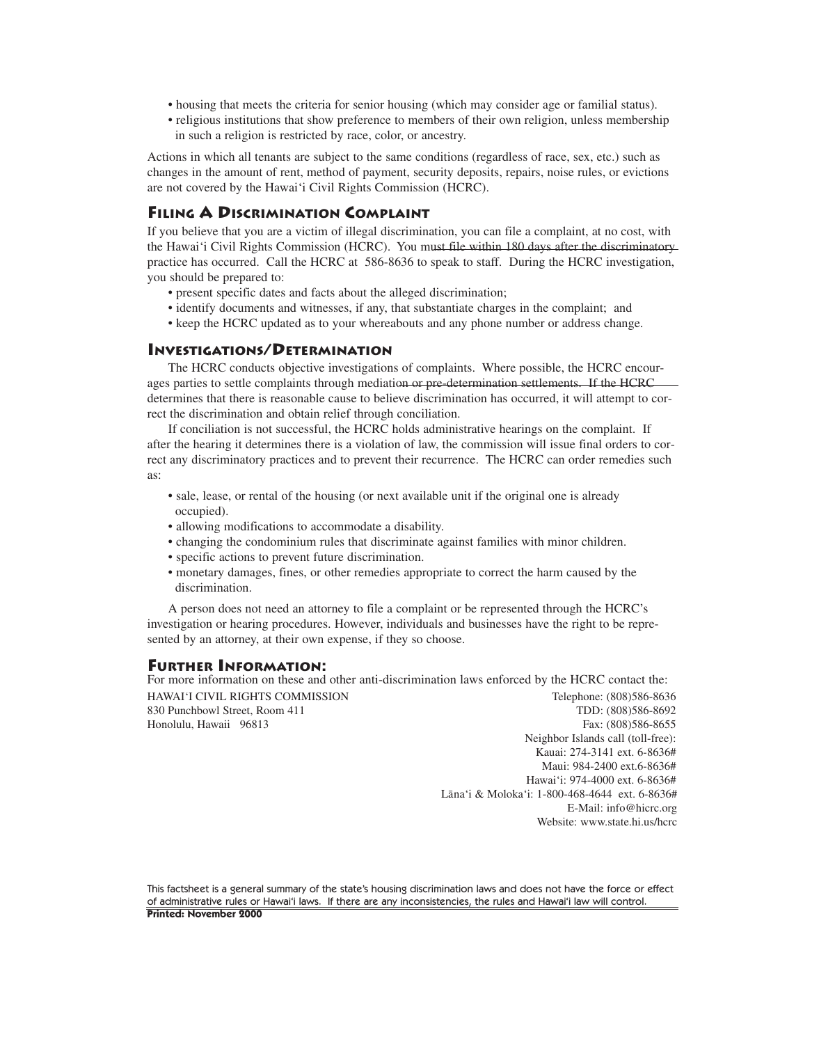- housing that meets the criteria for senior housing (which may consider age or familial status).
- religious institutions that show preference to members of their own religion, unless membership in such a religion is restricted by race, color, or ancestry.

Actions in which all tenants are subject to the same conditions (regardless of race, sex, etc.) such as changes in the amount of rent, method of payment, security deposits, repairs, noise rules, or evictions are not covered by the Hawai'i Civil Rights Commission (HCRC).

## Filing A Discrimination Complaint

If you believe that you are a victim of illegal discrimination, you can file a complaint, at no cost, with the Hawai'i Civil Rights Commission (HCRC). You must file within 180 days after the discriminatory practice has occurred. Call the HCRC at 586-8636 to speak to staff. During the HCRC investigation, you should be prepared to:

- present specific dates and facts about the alleged discrimination;
- identify documents and witnesses, if any, that substantiate charges in the complaint; and
- keep the HCRC updated as to your whereabouts and any phone number or address change.

## Investigations/Determination

The HCRC conducts objective investigations of complaints. Where possible, the HCRC encourages parties to settle complaints through mediation or pre-determination settlements. If the HCRC determines that there is reasonable cause to believe discrimination has occurred, it will attempt to correct the discrimination and obtain relief through conciliation.

If conciliation is not successful, the HCRC holds administrative hearings on the complaint. If after the hearing it determines there is a violation of law, the commission will issue final orders to correct any discriminatory practices and to prevent their recurrence. The HCRC can order remedies such as:

- sale, lease, or rental of the housing (or next available unit if the original one is already occupied).
- allowing modifications to accommodate a disability.
- changing the condominium rules that discriminate against families with minor children.
- specific actions to prevent future discrimination.
- monetary damages, fines, or other remedies appropriate to correct the harm caused by the discrimination.

A person does not need an attorney to file a complaint or be represented through the HCRC's investigation or hearing procedures. However, individuals and businesses have the right to be represented by an attorney, at their own expense, if they so choose.

## Further Information:

For more information on these and other anti-discrimination laws enforced by the HCRC contact the:

HAWAI'I CIVIL RIGHTS COMMISSION
830 Punchbowl Street, Room 411
Honolulu, Hawaii 96813

Telephone: (808)586-8636
TDD: (808)586-8692
Fax: (808)586-8655
Neighbor Islands call (toll-free):
Kauai: 274-3141 ext. 6-8636#
Maui: 984-2400 ext.6-8636#
Hawai'i: 974-4000 ext. 6-8636#
Lāna'i & Moloka'i: 1-800-468-4644 ext. 6-8636#
E-Mail: info@hicrc.org
Website: www.state.hi.us/hcrc

This factsheet is a general summary of the state's housing discrimination laws and does not have the force or effect of administrative rules or Hawai'i laws. If there are any inconsistencies, the rules and Hawai'i law will control.

**Printed: November 2000**